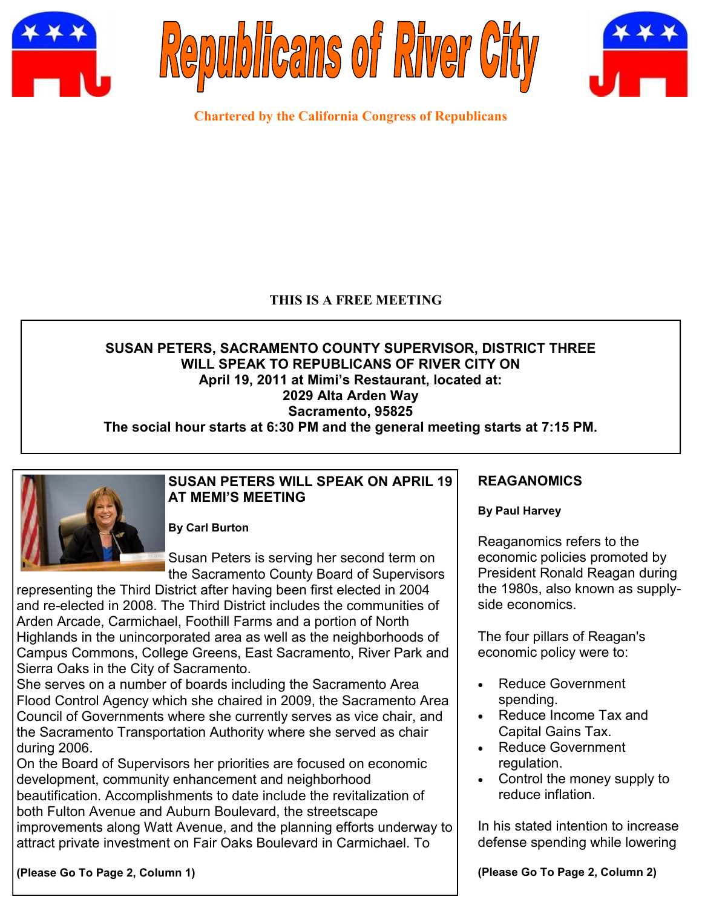# Republicans of River City

**Chartered by the California Congress of Republicans**

**THIS IS A FREE MEETING**

**SUSAN PETERS, SACRAMENTO COUNTY SUPERVISOR, DISTRICT THREE WILL SPEAK TO REPUBLICANS OF RIVER CITY ON April 19, 2011 at Mimi's Restaurant, located at: 2029 Alta Arden Way Sacramento, 95825**
**The social hour starts at 6:30 PM and the general meeting starts at 7:15 PM.**

## SUSAN PETERS WILL SPEAK ON APRIL 19 AT MEMI'S MEETING

**By Carl Burton**

Susan Peters is serving her second term on the Sacramento County Board of Supervisors representing the Third District after having been first elected in 2004 and re-elected in 2008. The Third District includes the communities of Arden Arcade, Carmichael, Foothill Farms and a portion of North Highlands in the unincorporated area as well as the neighborhoods of Campus Commons, College Greens, East Sacramento, River Park and Sierra Oaks in the City of Sacramento.

She serves on a number of boards including the Sacramento Area Flood Control Agency which she chaired in 2009, the Sacramento Area Council of Governments where she currently serves as vice chair, and the Sacramento Transportation Authority where she served as chair during 2006.

On the Board of Supervisors her priorities are focused on economic development, community enhancement and neighborhood beautification. Accomplishments to date include the revitalization of both Fulton Avenue and Auburn Boulevard, the streetscape improvements along Watt Avenue, and the planning efforts underway to attract private investment on Fair Oaks Boulevard in Carmichael. To

**(Please Go To Page 2, Column 1)**

## REAGANOMICS

**By Paul Harvey**

Reaganomics refers to the economic policies promoted by President Ronald Reagan during the 1980s, also known as supply-side economics.

The four pillars of Reagan's economic policy were to:

- Reduce Government spending.
- Reduce Income Tax and Capital Gains Tax.
- Reduce Government regulation.
- Control the money supply to reduce inflation.

In his stated intention to increase defense spending while lowering

**(Please Go To Page 2, Column 2)**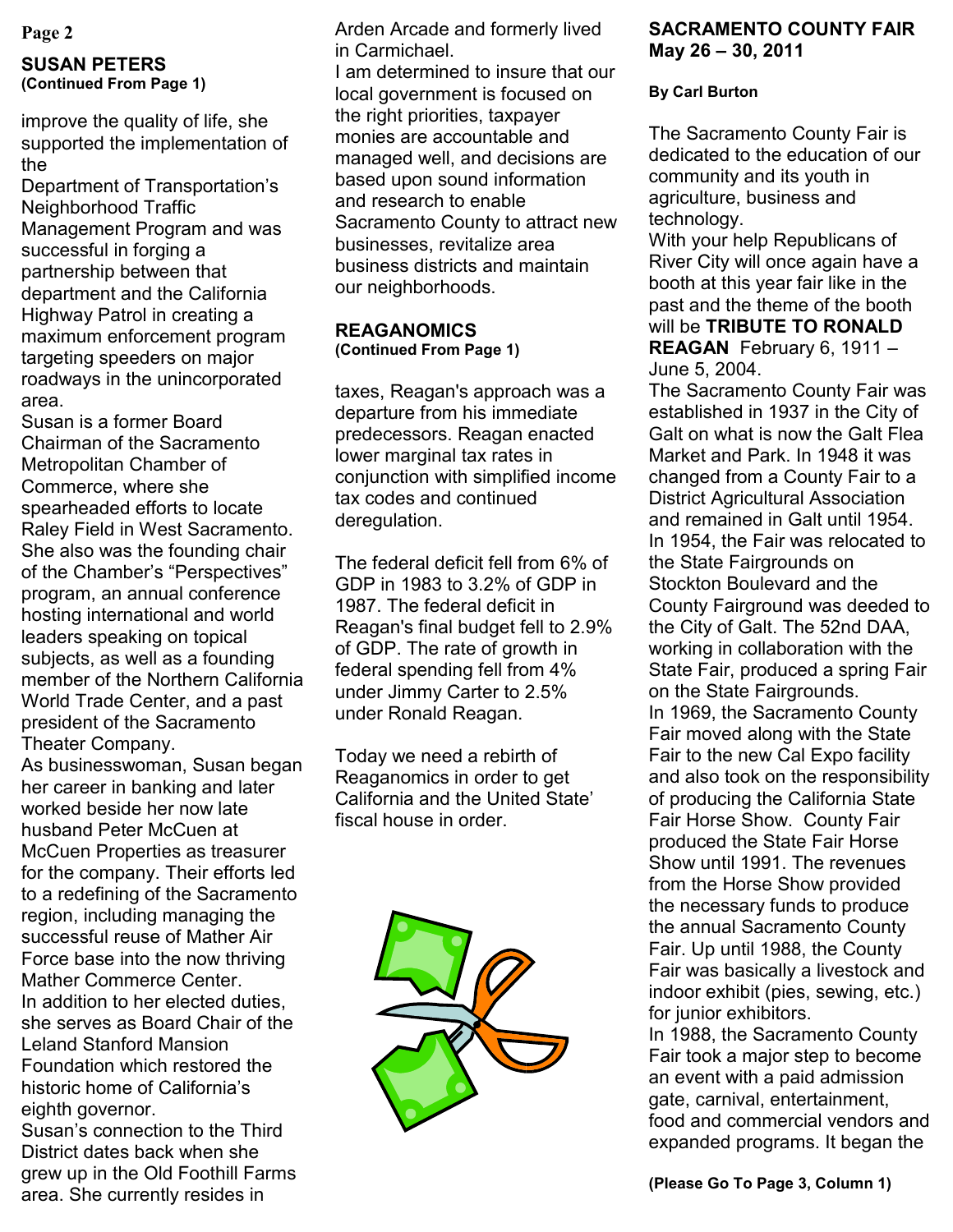## SUSAN PETERS
**(Continued From Page 1)**

improve the quality of life, she supported the implementation of the Department of Transportation's Neighborhood Traffic Management Program and was successful in forging a partnership between that department and the California Highway Patrol in creating a maximum enforcement program targeting speeders on major roadways in the unincorporated area.

Susan is a former Board Chairman of the Sacramento Metropolitan Chamber of Commerce, where she spearheaded efforts to locate Raley Field in West Sacramento. She also was the founding chair of the Chamber's "Perspectives" program, an annual conference hosting international and world leaders speaking on topical subjects, as well as a founding member of the Northern California World Trade Center, and a past president of the Sacramento Theater Company.

As businesswoman, Susan began her career in banking and later worked beside her now late husband Peter McCuen at McCuen Properties as treasurer for the company. Their efforts led to a redefining of the Sacramento region, including managing the successful reuse of Mather Air Force base into the now thriving Mather Commerce Center.

In addition to her elected duties, she serves as Board Chair of the Leland Stanford Mansion Foundation which restored the historic home of California's eighth governor.

Susan's connection to the Third District dates back when she grew up in the Old Foothill Farms area. She currently resides in Arden Arcade and formerly lived in Carmichael.

I am determined to insure that our local government is focused on the right priorities, taxpayer monies are accountable and managed well, and decisions are based upon sound information and research to enable Sacramento County to attract new businesses, revitalize area business districts and maintain our neighborhoods.

## REAGANOMICS
**(Continued From Page 1)**

taxes, Reagan's approach was a departure from his immediate predecessors. Reagan enacted lower marginal tax rates in conjunction with simplified income tax codes and continued deregulation.

The federal deficit fell from 6% of GDP in 1983 to 3.2% of GDP in 1987. The federal deficit in Reagan's final budget fell to 2.9% of GDP. The rate of growth in federal spending fell from 4% under Jimmy Carter to 2.5% under Ronald Reagan.

Today we need a rebirth of Reaganomics in order to get California and the United State' fiscal house in order.

## SACRAMENTO COUNTY FAIR May 26 – 30, 2011

**By Carl Burton**

The Sacramento County Fair is dedicated to the education of our community and its youth in agriculture, business and technology.

With your help Republicans of River City will once again have a booth at this year fair like in the past and the theme of the booth will be **TRIBUTE TO RONALD REAGAN** February 6, 1911 – June 5, 2004.

The Sacramento County Fair was established in 1937 in the City of Galt on what is now the Galt Flea Market and Park. In 1948 it was changed from a County Fair to a District Agricultural Association and remained in Galt until 1954. In 1954, the Fair was relocated to the State Fairgrounds on Stockton Boulevard and the County Fairground was deeded to the City of Galt. The 52nd DAA, working in collaboration with the State Fair, produced a spring Fair on the State Fairgrounds.

In 1969, the Sacramento County Fair moved along with the State Fair to the new Cal Expo facility and also took on the responsibility of producing the California State Fair Horse Show. County Fair produced the State Fair Horse Show until 1991. The revenues from the Horse Show provided the necessary funds to produce the annual Sacramento County Fair. Up until 1988, the County Fair was basically a livestock and indoor exhibit (pies, sewing, etc.) for junior exhibitors.

In 1988, the Sacramento County Fair took a major step to become an event with a paid admission gate, carnival, entertainment, food and commercial vendors and expanded programs. It began the

**(Please Go To Page 3, Column 1)**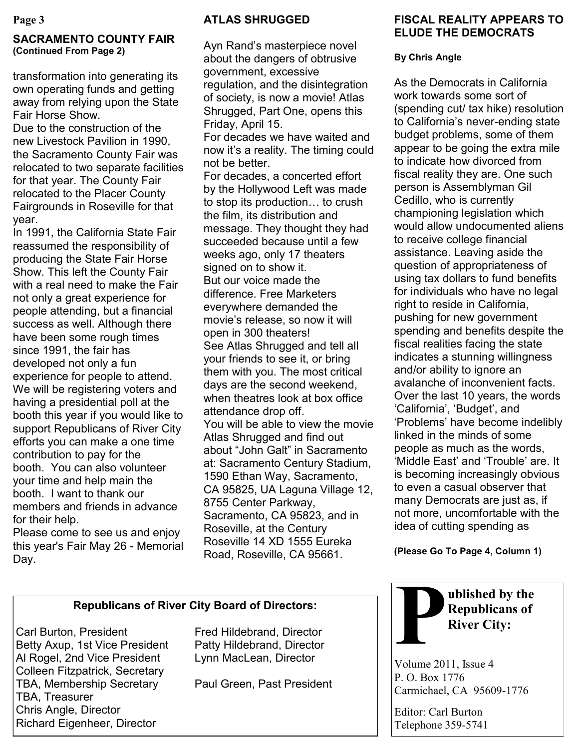## SACRAMENTO COUNTY FAIR
**(Continued From Page 2)**

transformation into generating its own operating funds and getting away from relying upon the State Fair Horse Show.

Due to the construction of the new Livestock Pavilion in 1990, the Sacramento County Fair was relocated to two separate facilities for that year. The County Fair relocated to the Placer County Fairgrounds in Roseville for that year.

In 1991, the California State Fair reassumed the responsibility of producing the State Fair Horse Show. This left the County Fair with a real need to make the Fair not only a great experience for people attending, but a financial success as well. Although there have been some rough times since 1991, the fair has developed not only a fun experience for people to attend. We will be registering voters and having a presidential poll at the booth this year if you would like to support Republicans of River City efforts you can make a one time contribution to pay for the booth. You can also volunteer your time and help main the booth. I want to thank our members and friends in advance for their help.

Please come to see us and enjoy this year's Fair May 26 - Memorial Day.

## ATLAS SHRUGGED

Ayn Rand's masterpiece novel about the dangers of obtrusive government, excessive regulation, and the disintegration of society, is now a movie! Atlas Shrugged, Part One, opens this Friday, April 15.

For decades we have waited and now it's a reality. The timing could not be better.

For decades, a concerted effort by the Hollywood Left was made to stop its production… to crush the film, its distribution and message. They thought they had succeeded because until a few weeks ago, only 17 theaters signed on to show it.

But our voice made the difference. Free Marketers everywhere demanded the movie's release, so now it will open in 300 theaters!

See Atlas Shrugged and tell all your friends to see it, or bring them with you. The most critical days are the second weekend, when theatres look at box office attendance drop off.

You will be able to view the movie Atlas Shrugged and find out about "John Galt" in Sacramento at: Sacramento Century Stadium, 1590 Ethan Way, Sacramento, CA 95825, UA Laguna Village 12, 8755 Center Parkway, Sacramento, CA 95823, and in Roseville, at the Century Roseville 14 XD 1555 Eureka Road, Roseville, CA 95661.

## FISCAL REALITY APPEARS TO ELUDE THE DEMOCRATS

**By Chris Angle**

As the Democrats in California work towards some sort of (spending cut/ tax hike) resolution to California's never-ending state budget problems, some of them appear to be going the extra mile to indicate how divorced from fiscal reality they are. One such person is Assemblyman Gil Cedillo, who is currently championing legislation which would allow undocumented aliens to receive college financial assistance. Leaving aside the question of appropriateness of using tax dollars to fund benefits for individuals who have no legal right to reside in California, pushing for new government spending and benefits despite the fiscal realities facing the state indicates a stunning willingness and/or ability to ignore an avalanche of inconvenient facts. Over the last 10 years, the words 'California', 'Budget', and 'Problems' have become indelibly linked in the minds of some people as much as the words, 'Middle East' and 'Trouble' are. It is becoming increasingly obvious to even a casual observer that many Democrats are just as, if not more, uncomfortable with the idea of cutting spending as

**(Please Go To Page 4, Column 1)**

**Republicans of River City Board of Directors:**

Carl Burton, President
Betty Axup, 1st Vice President
Al Rogel, 2nd Vice President
Colleen Fitzpatrick, Secretary
TBA, Membership Secretary
TBA, Treasurer
Chris Angle, Director
Richard Eigenheer, Director
Fred Hildebrand, Director
Patty Hildebrand, Director
Lynn MacLean, Director

Paul Green, Past President

**Published by the Republicans of River City:**

Volume 2011, Issue 4
P. O. Box 1776
Carmichael, CA 95609-1776

Editor: Carl Burton
Telephone 359-5741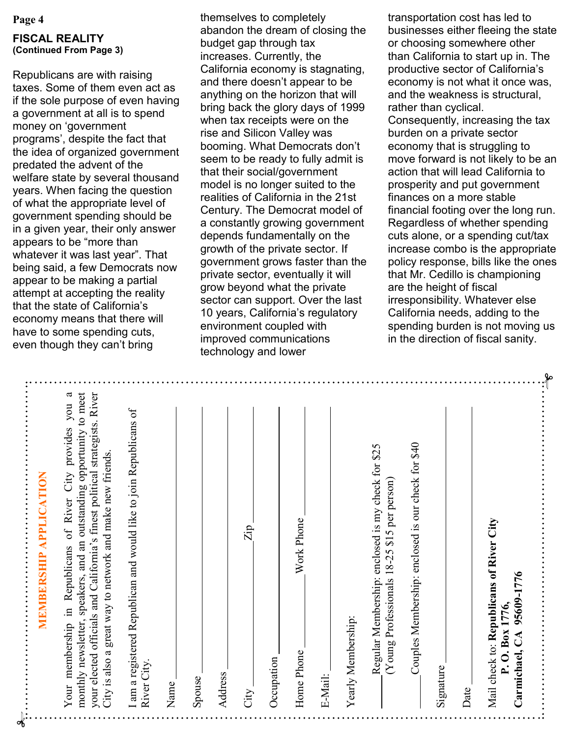## FISCAL REALITY
**(Continued From Page 3)**

Republicans are with raising taxes. Some of them even act as if the sole purpose of even having a government at all is to spend money on 'government programs', despite the fact that the idea of organized government predated the advent of the welfare state by several thousand years. When facing the question of what the appropriate level of government spending should be in a given year, their only answer appears to be "more than whatever it was last year". That being said, a few Democrats now appear to be making a partial attempt at accepting the reality that the state of California's economy means that there will have to some spending cuts, even though they can't bring themselves to completely abandon the dream of closing the budget gap through tax increases. Currently, the California economy is stagnating, and there doesn't appear to be anything on the horizon that will bring back the glory days of 1999 when tax receipts were on the rise and Silicon Valley was booming. What Democrats don't seem to be ready to fully admit is that their social/government model is no longer suited to the realities of California in the 21st Century. The Democrat model of a constantly growing government depends fundamentally on the growth of the private sector. If government grows faster than the private sector, eventually it will grow beyond what the private sector can support. Over the last 10 years, California's regulatory environment coupled with improved communications technology and lower transportation cost has led to businesses either fleeing the state or choosing somewhere other than California to start up in. The productive sector of California's economy is not what it once was, and the weakness is structural, rather than cyclical. Consequently, increasing the tax burden on a private sector economy that is struggling to move forward is not likely to be an action that will lead California to prosperity and put government finances on a more stable financial footing over the long run. Regardless of whether spending cuts alone, or a spending cut/tax increase combo is the appropriate policy response, bills like the ones that Mr. Cedillo is championing are the height of fiscal irresponsibility. Whatever else California needs, adding to the spending burden is not moving us in the direction of fiscal sanity.

---

## MEMBERSHIP APPLICATION

Your membership in Republicans of River City provides you a monthly newsletter, speakers, and an outstanding opportunity to meet your elected officials and California's finest political strategists. River City is also a great way to network and make new friends.

I am a registered Republican and would like to join Republicans of River City.

Name \_\_\_\_\_\_\_\_\_\_\_\_\_\_\_\_

Spouse \_\_\_\_\_\_\_\_\_\_\_\_\_\_\_\_

Address \_\_\_\_\_\_\_\_\_\_\_\_\_\_\_\_

City \_\_\_\_\_\_\_\_ Zip \_\_\_\_\_\_\_\_

Occupation \_\_\_\_\_\_\_\_\_\_\_\_\_\_\_\_

Home Phone \_\_\_\_\_\_\_\_ Work Phone \_\_\_\_\_\_\_\_

E-Mail: \_\_\_\_\_\_\_\_\_\_\_\_\_\_\_\_

Yearly Membership:

\_\_\_\_ Regular Membership: enclosed is my check for $25 (Young Professionals 18-25 $15 per person)

\_\_\_\_ Couples Membership: enclosed is our check for $40

Signature \_\_\_\_\_\_\_\_\_\_\_\_\_\_\_\_

Date \_\_\_\_\_\_\_\_\_\_\_\_\_\_\_\_

Mail check to: **Republicans of River City**
**P. O. Box 1776,**
**Carmichael, CA 95609-1776**